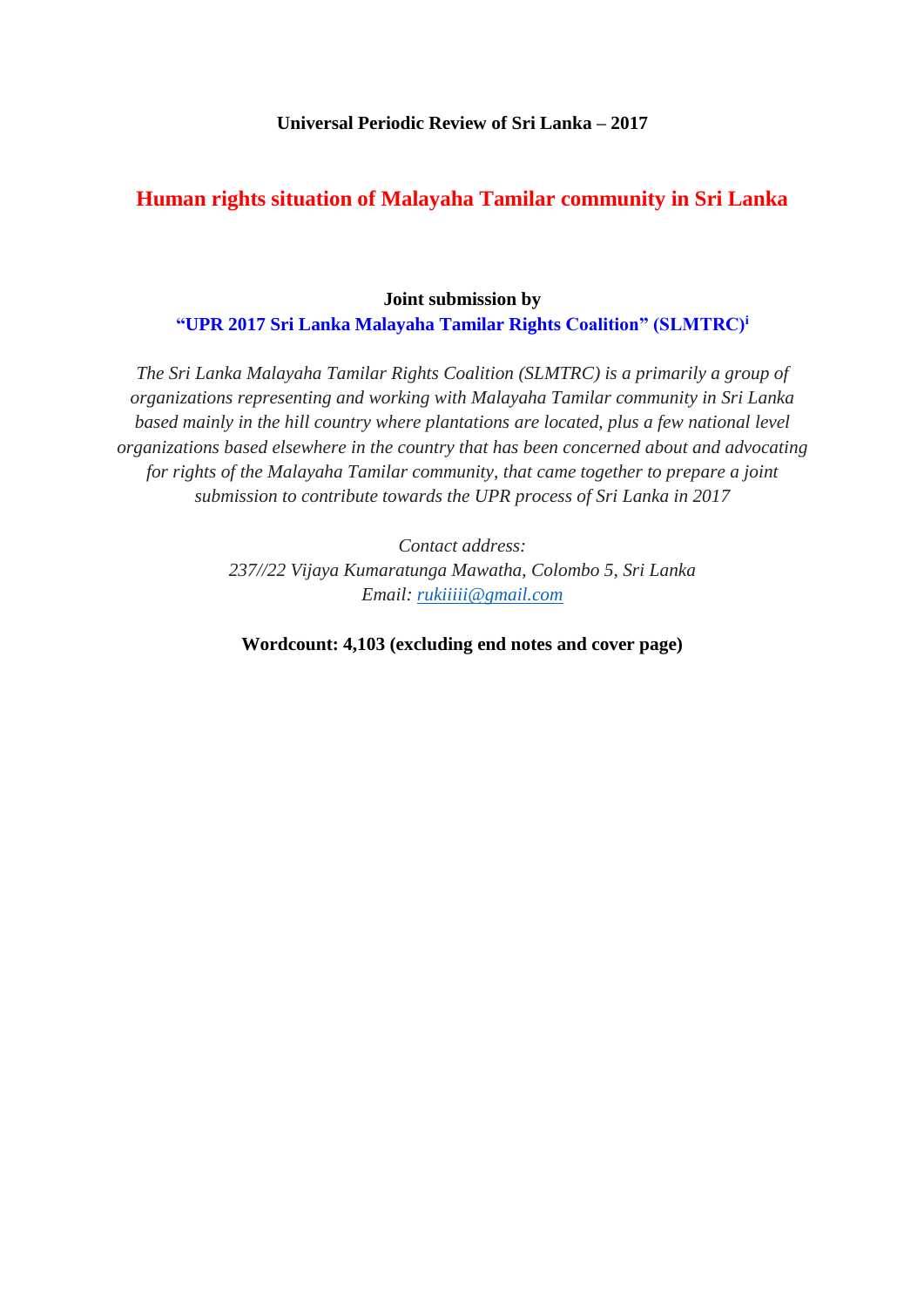**Universal Periodic Review of Sri Lanka – 2017**

# Human rights situation of Malayaha Tamilar community in Sri Lanka

**Joint submission by**

**"UPR 2017 Sri Lanka Malayaha Tamilar Rights Coalition" (SLMTRC)[i]**

*The Sri Lanka Malayaha Tamilar Rights Coalition (SLMTRC) is a primarily a group of organizations representing and working with Malayaha Tamilar community in Sri Lanka based mainly in the hill country where plantations are located, plus a few national level organizations based elsewhere in the country that has been concerned about and advocating for rights of the Malayaha Tamilar community, that came together to prepare a joint submission to contribute towards the UPR process of Sri Lanka in 2017*

*Contact address:*
*237//22 Vijaya Kumaratunga Mawatha, Colombo 5, Sri Lanka*
*Email: rukiiiii@gmail.com*

**Wordcount: 4,103 (excluding end notes and cover page)**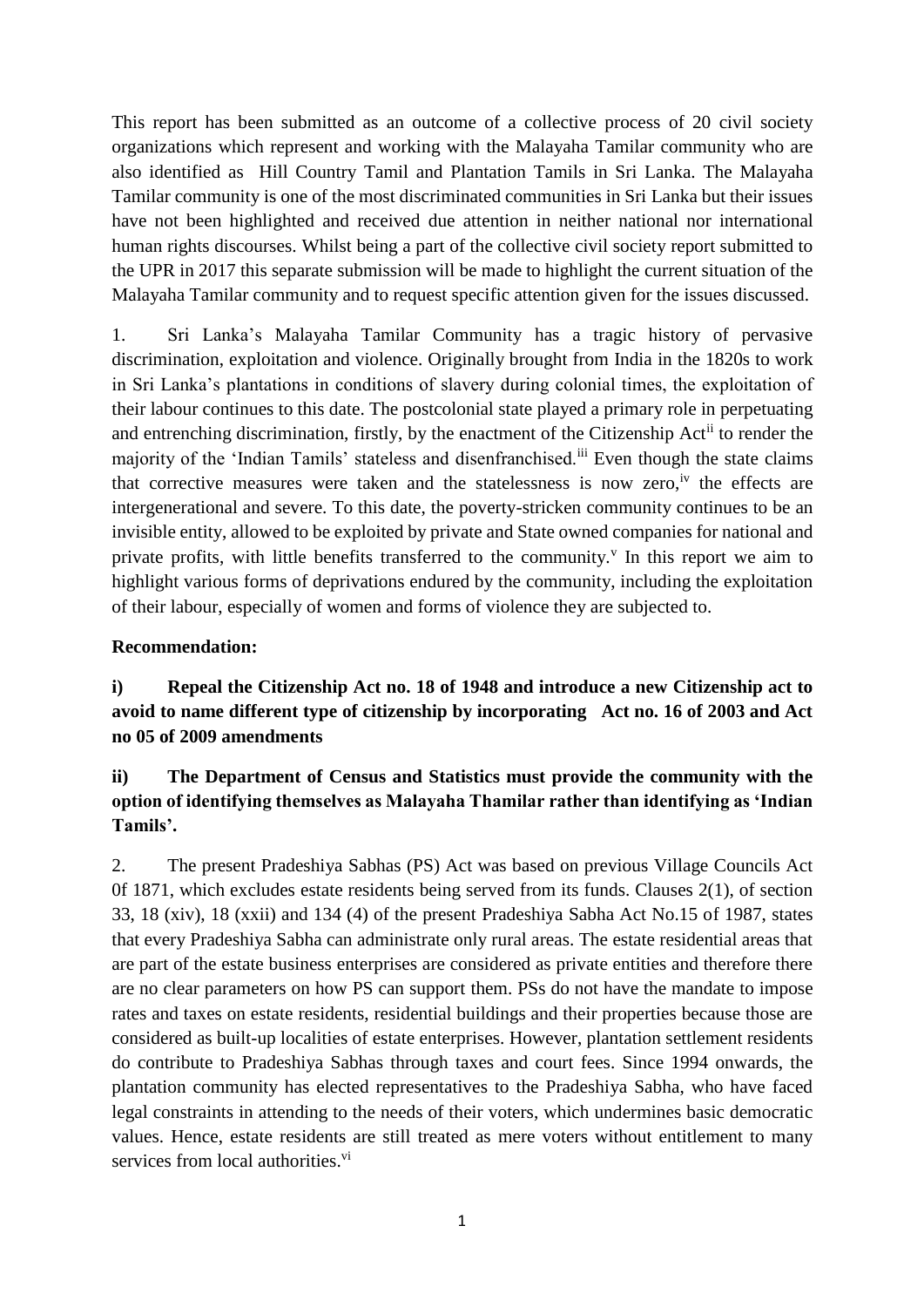This report has been submitted as an outcome of a collective process of 20 civil society organizations which represent and working with the Malayaha Tamilar community who are also identified as Hill Country Tamil and Plantation Tamils in Sri Lanka. The Malayaha Tamilar community is one of the most discriminated communities in Sri Lanka but their issues have not been highlighted and received due attention in neither national nor international human rights discourses. Whilst being a part of the collective civil society report submitted to the UPR in 2017 this separate submission will be made to highlight the current situation of the Malayaha Tamilar community and to request specific attention given for the issues discussed.

1. Sri Lanka's Malayaha Tamilar Community has a tragic history of pervasive discrimination, exploitation and violence. Originally brought from India in the 1820s to work in Sri Lanka's plantations in conditions of slavery during colonial times, the exploitation of their labour continues to this date. The postcolonial state played a primary role in perpetuating and entrenching discrimination, firstly, by the enactment of the Citizenship Act[ii] to render the majority of the 'Indian Tamils' stateless and disenfranchised.[iii] Even though the state claims that corrective measures were taken and the statelessness is now zero,[iv] the effects are intergenerational and severe. To this date, the poverty-stricken community continues to be an invisible entity, allowed to be exploited by private and State owned companies for national and private profits, with little benefits transferred to the community.[v] In this report we aim to highlight various forms of deprivations endured by the community, including the exploitation of their labour, especially of women and forms of violence they are subjected to.

**Recommendation:**

**i) Repeal the Citizenship Act no. 18 of 1948 and introduce a new Citizenship act to avoid to name different type of citizenship by incorporating Act no. 16 of 2003 and Act no 05 of 2009 amendments**

**ii) The Department of Census and Statistics must provide the community with the option of identifying themselves as Malayaha Thamilar rather than identifying as 'Indian Tamils'.**

2. The present Pradeshiya Sabhas (PS) Act was based on previous Village Councils Act 0f 1871, which excludes estate residents being served from its funds. Clauses 2(1), of section 33, 18 (xiv), 18 (xxii) and 134 (4) of the present Pradeshiya Sabha Act No.15 of 1987, states that every Pradeshiya Sabha can administrate only rural areas. The estate residential areas that are part of the estate business enterprises are considered as private entities and therefore there are no clear parameters on how PS can support them. PSs do not have the mandate to impose rates and taxes on estate residents, residential buildings and their properties because those are considered as built-up localities of estate enterprises. However, plantation settlement residents do contribute to Pradeshiya Sabhas through taxes and court fees. Since 1994 onwards, the plantation community has elected representatives to the Pradeshiya Sabha, who have faced legal constraints in attending to the needs of their voters, which undermines basic democratic values. Hence, estate residents are still treated as mere voters without entitlement to many services from local authorities.[vi]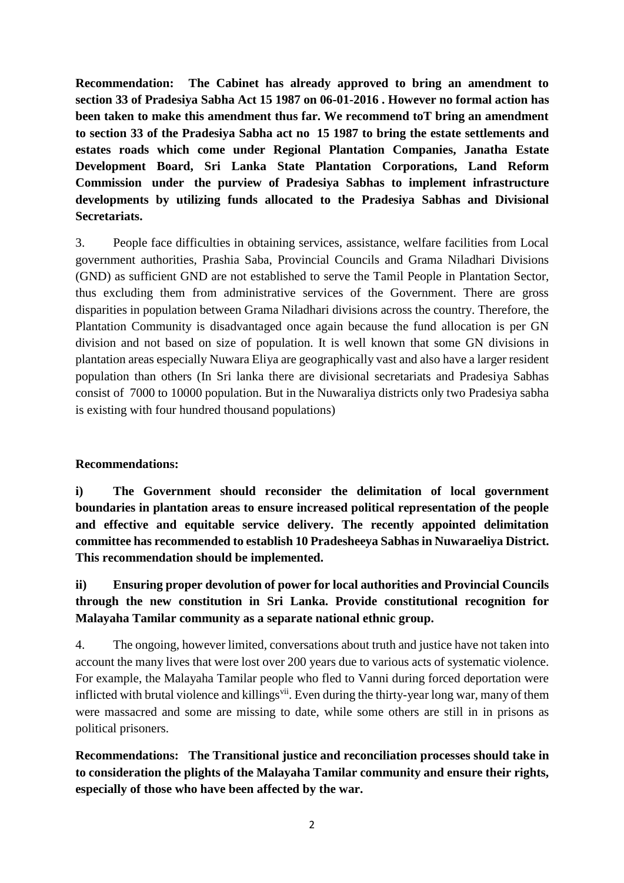**Recommendation: The Cabinet has already approved to bring an amendment to section 33 of Pradesiya Sabha Act 15 1987 on 06-01-2016 . However no formal action has been taken to make this amendment thus far. We recommend toT bring an amendment to section 33 of the Pradesiya Sabha act no 15 1987 to bring the estate settlements and estates roads which come under Regional Plantation Companies, Janatha Estate Development Board, Sri Lanka State Plantation Corporations, Land Reform Commission under the purview of Pradesiya Sabhas to implement infrastructure developments by utilizing funds allocated to the Pradesiya Sabhas and Divisional Secretariats.**

3. People face difficulties in obtaining services, assistance, welfare facilities from Local government authorities, Prashia Saba, Provincial Councils and Grama Niladhari Divisions (GND) as sufficient GND are not established to serve the Tamil People in Plantation Sector, thus excluding them from administrative services of the Government. There are gross disparities in population between Grama Niladhari divisions across the country. Therefore, the Plantation Community is disadvantaged once again because the fund allocation is per GN division and not based on size of population. It is well known that some GN divisions in plantation areas especially Nuwara Eliya are geographically vast and also have a larger resident population than others (In Sri lanka there are divisional secretariats and Pradesiya Sabhas consist of 7000 to 10000 population. But in the Nuwaraliya districts only two Pradesiya sabha is existing with four hundred thousand populations)

**Recommendations:**

**i) The Government should reconsider the delimitation of local government boundaries in plantation areas to ensure increased political representation of the people and effective and equitable service delivery. The recently appointed delimitation committee has recommended to establish 10 Pradesheeya Sabhas in Nuwaraeliya District. This recommendation should be implemented.**

**ii) Ensuring proper devolution of power for local authorities and Provincial Councils through the new constitution in Sri Lanka. Provide constitutional recognition for Malayaha Tamilar community as a separate national ethnic group.**

4. The ongoing, however limited, conversations about truth and justice have not taken into account the many lives that were lost over 200 years due to various acts of systematic violence. For example, the Malayaha Tamilar people who fled to Vanni during forced deportation were inflicted with brutal violence and killings[vii]. Even during the thirty-year long war, many of them were massacred and some are missing to date, while some others are still in in prisons as political prisoners.

**Recommendations: The Transitional justice and reconciliation processes should take in to consideration the plights of the Malayaha Tamilar community and ensure their rights, especially of those who have been affected by the war.**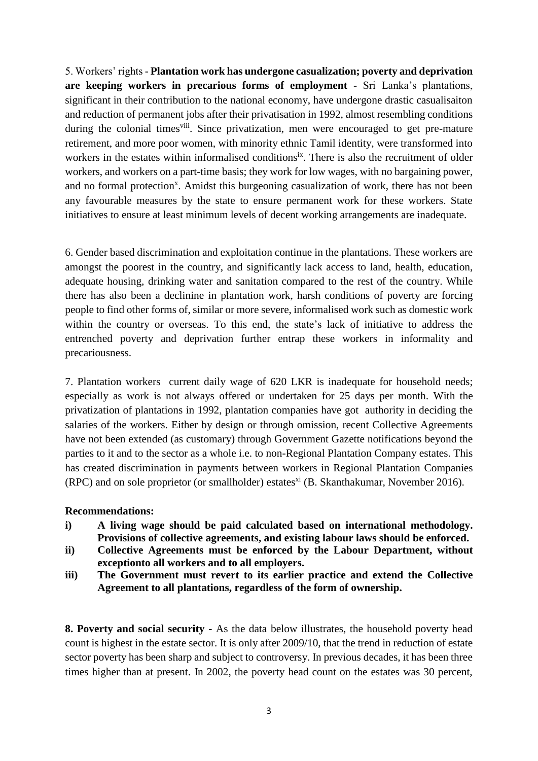5. Workers' rights - **Plantation work has undergone casualization; poverty and deprivation are keeping workers in precarious forms of employment -** Sri Lanka's plantations, significant in their contribution to the national economy, have undergone drastic casualisaiton and reduction of permanent jobs after their privatisation in 1992, almost resembling conditions during the colonial times[viii]. Since privatization, men were encouraged to get pre-mature retirement, and more poor women, with minority ethnic Tamil identity, were transformed into workers in the estates within informalised conditions[ix]. There is also the recruitment of older workers, and workers on a part-time basis; they work for low wages, with no bargaining power, and no formal protection[x]. Amidst this burgeoning casualization of work, there has not been any favourable measures by the state to ensure permanent work for these workers. State initiatives to ensure at least minimum levels of decent working arrangements are inadequate.

6. Gender based discrimination and exploitation continue in the plantations. These workers are amongst the poorest in the country, and significantly lack access to land, health, education, adequate housing, drinking water and sanitation compared to the rest of the country. While there has also been a declinine in plantation work, harsh conditions of poverty are forcing people to find other forms of, similar or more severe, informalised work such as domestic work within the country or overseas. To this end, the state's lack of initiative to address the entrenched poverty and deprivation further entrap these workers in informality and precariousness.

7. Plantation workers current daily wage of 620 LKR is inadequate for household needs; especially as work is not always offered or undertaken for 25 days per month. With the privatization of plantations in 1992, plantation companies have got authority in deciding the salaries of the workers. Either by design or through omission, recent Collective Agreements have not been extended (as customary) through Government Gazette notifications beyond the parties to it and to the sector as a whole i.e. to non-Regional Plantation Company estates. This has created discrimination in payments between workers in Regional Plantation Companies (RPC) and on sole proprietor (or smallholder) estates[xi] (B. Skanthakumar, November 2016).

**Recommendations:**

- **i) A living wage should be paid calculated based on international methodology. Provisions of collective agreements, and existing labour laws should be enforced.**
- **ii) Collective Agreements must be enforced by the Labour Department, without exceptionto all workers and to all employers.**
- **iii) The Government must revert to its earlier practice and extend the Collective Agreement to all plantations, regardless of the form of ownership.**

**8. Poverty and social security -** As the data below illustrates, the household poverty head count is highest in the estate sector. It is only after 2009/10, that the trend in reduction of estate sector poverty has been sharp and subject to controversy. In previous decades, it has been three times higher than at present. In 2002, the poverty head count on the estates was 30 percent,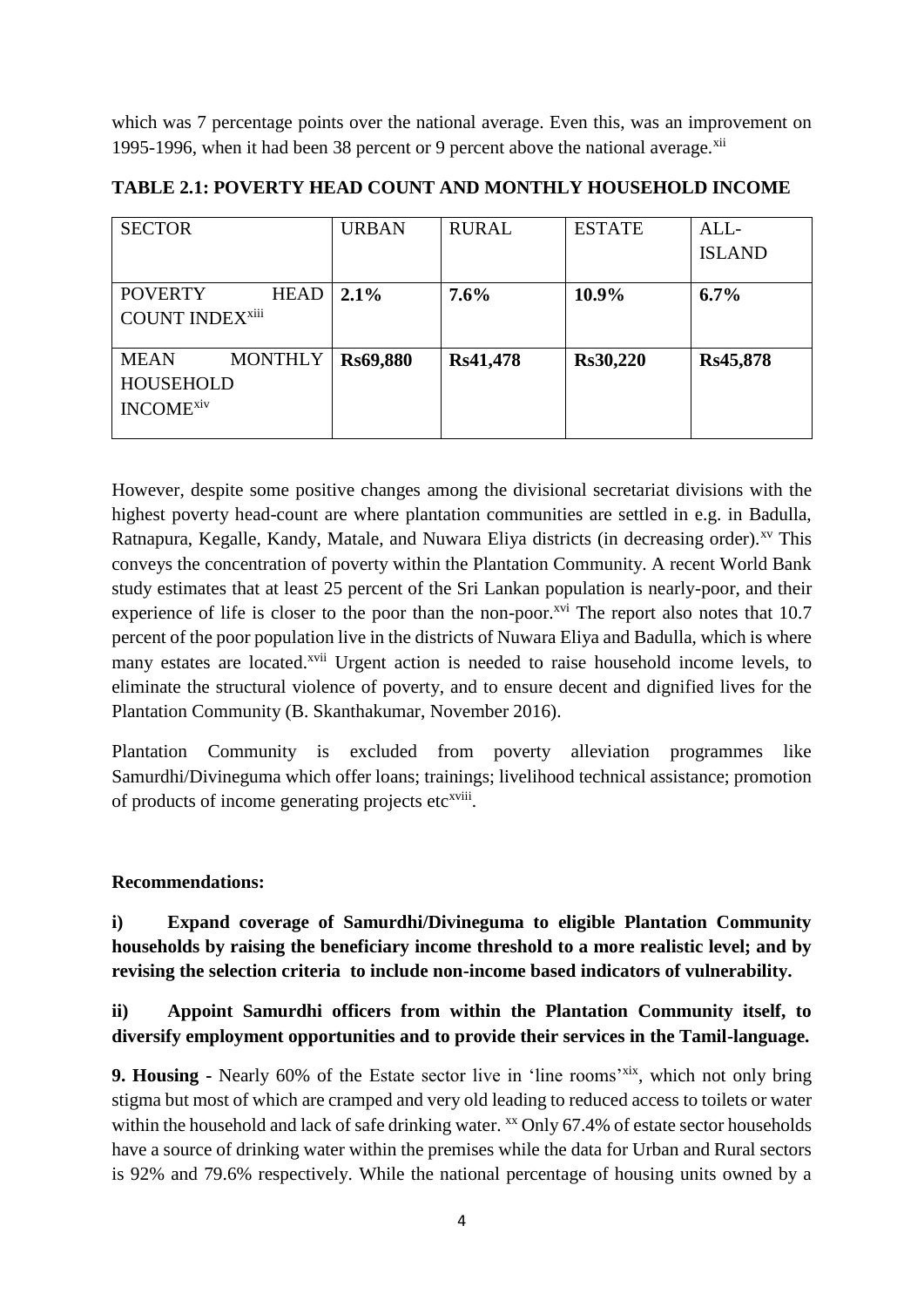which was 7 percentage points over the national average. Even this, was an improvement on 1995-1996, when it had been 38 percent or 9 percent above the national average.[xii]

**TABLE 2.1: POVERTY HEAD COUNT AND MONTHLY HOUSEHOLD INCOME**

| SECTOR | URBAN | RURAL | ESTATE | ALL-ISLAND |
|---|---|---|---|---|
| POVERTY HEAD COUNT INDEX[xiii] | **2.1%** | **7.6%** | **10.9%** | **6.7%** |
| MEAN MONTHLY HOUSEHOLD INCOME[xiv] | **Rs69,880** | **Rs41,478** | **Rs30,220** | **Rs45,878** |

However, despite some positive changes among the divisional secretariat divisions with the highest poverty head-count are where plantation communities are settled in e.g. in Badulla, Ratnapura, Kegalle, Kandy, Matale, and Nuwara Eliya districts (in decreasing order).[xv] This conveys the concentration of poverty within the Plantation Community. A recent World Bank study estimates that at least 25 percent of the Sri Lankan population is nearly-poor, and their experience of life is closer to the poor than the non-poor.[xvi] The report also notes that 10.7 percent of the poor population live in the districts of Nuwara Eliya and Badulla, which is where many estates are located.[xvii] Urgent action is needed to raise household income levels, to eliminate the structural violence of poverty, and to ensure decent and dignified lives for the Plantation Community (B. Skanthakumar, November 2016).

Plantation Community is excluded from poverty alleviation programmes like Samurdhi/Divineguma which offer loans; trainings; livelihood technical assistance; promotion of products of income generating projects etc[xviii].

**Recommendations:**

**i) Expand coverage of Samurdhi/Divineguma to eligible Plantation Community households by raising the beneficiary income threshold to a more realistic level; and by revising the selection criteria to include non-income based indicators of vulnerability.**

**ii) Appoint Samurdhi officers from within the Plantation Community itself, to diversify employment opportunities and to provide their services in the Tamil-language.**

**9. Housing** - Nearly 60% of the Estate sector live in 'line rooms'[xix], which not only bring stigma but most of which are cramped and very old leading to reduced access to toilets or water within the household and lack of safe drinking water. [xx] Only 67.4% of estate sector households have a source of drinking water within the premises while the data for Urban and Rural sectors is 92% and 79.6% respectively. While the national percentage of housing units owned by a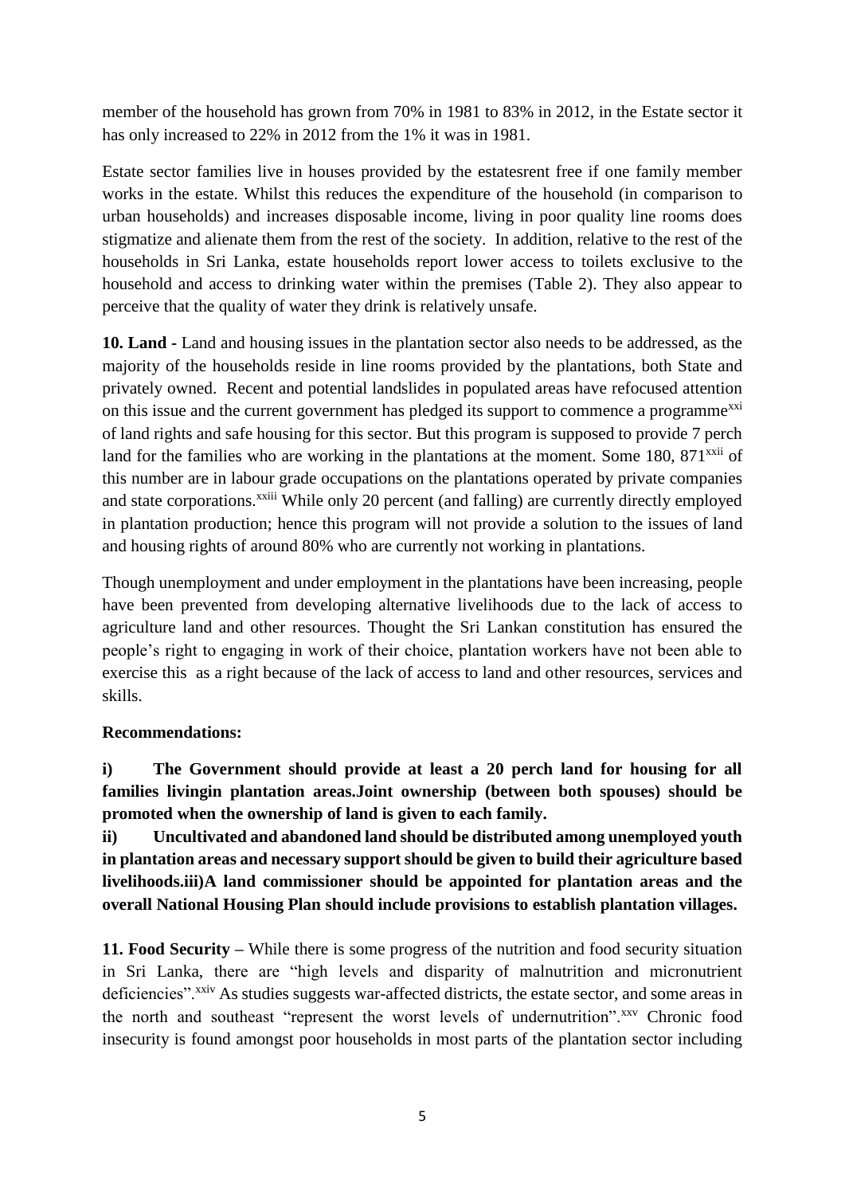member of the household has grown from 70% in 1981 to 83% in 2012, in the Estate sector it has only increased to 22% in 2012 from the 1% it was in 1981.

Estate sector families live in houses provided by the estatesrent free if one family member works in the estate. Whilst this reduces the expenditure of the household (in comparison to urban households) and increases disposable income, living in poor quality line rooms does stigmatize and alienate them from the rest of the society. In addition, relative to the rest of the households in Sri Lanka, estate households report lower access to toilets exclusive to the household and access to drinking water within the premises (Table 2). They also appear to perceive that the quality of water they drink is relatively unsafe.

**10. Land -** Land and housing issues in the plantation sector also needs to be addressed, as the majority of the households reside in line rooms provided by the plantations, both State and privately owned. Recent and potential landslides in populated areas have refocused attention on this issue and the current government has pledged its support to commence a programme[xxi] of land rights and safe housing for this sector. But this program is supposed to provide 7 perch land for the families who are working in the plantations at the moment. Some 180, 871[xxii] of this number are in labour grade occupations on the plantations operated by private companies and state corporations.[xxiii] While only 20 percent (and falling) are currently directly employed in plantation production; hence this program will not provide a solution to the issues of land and housing rights of around 80% who are currently not working in plantations.

Though unemployment and under employment in the plantations have been increasing, people have been prevented from developing alternative livelihoods due to the lack of access to agriculture land and other resources. Thought the Sri Lankan constitution has ensured the people's right to engaging in work of their choice, plantation workers have not been able to exercise this as a right because of the lack of access to land and other resources, services and skills.

**Recommendations:**

**i) The Government should provide at least a 20 perch land for housing for all families livingin plantation areas.Joint ownership (between both spouses) should be promoted when the ownership of land is given to each family.**

**ii) Uncultivated and abandoned land should be distributed among unemployed youth in plantation areas and necessary support should be given to build their agriculture based livelihoods.iii)A land commissioner should be appointed for plantation areas and the overall National Housing Plan should include provisions to establish plantation villages.**

**11. Food Security –** While there is some progress of the nutrition and food security situation in Sri Lanka, there are "high levels and disparity of malnutrition and micronutrient deficiencies".[xxiv] As studies suggests war-affected districts, the estate sector, and some areas in the north and southeast "represent the worst levels of undernutrition".[xxv] Chronic food insecurity is found amongst poor households in most parts of the plantation sector including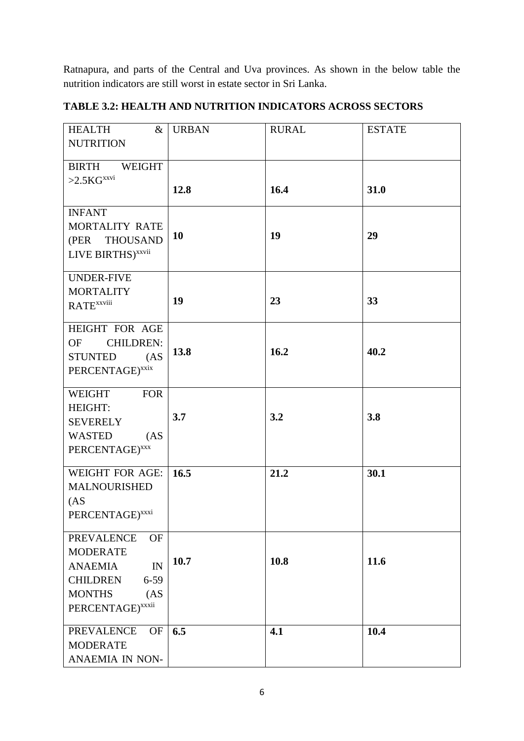Ratnapura, and parts of the Central and Uva provinces. As shown in the below table the nutrition indicators are still worst in estate sector in Sri Lanka.

**TABLE 3.2: HEALTH AND NUTRITION INDICATORS ACROSS SECTORS**

| HEALTH & NUTRITION | URBAN | RURAL | ESTATE |
|---|---|---|---|
| BIRTH WEIGHT >2.5KG[xxvi] | **12.8** | **16.4** | **31.0** |
| INFANT MORTALITY RATE (PER THOUSAND LIVE BIRTHS)[xxvii] | **10** | **19** | **29** |
| UNDER-FIVE MORTALITY RATE[xxviii] | **19** | **23** | **33** |
| HEIGHT FOR AGE OF CHILDREN: STUNTED (AS PERCENTAGE)[xxix] | **13.8** | **16.2** | **40.2** |
| WEIGHT FOR HEIGHT: SEVERELY WASTED (AS PERCENTAGE)[xxx] | **3.7** | **3.2** | **3.8** |
| WEIGHT FOR AGE: MALNOURISHED (AS PERCENTAGE)[xxxi] | **16.5** | **21.2** | **30.1** |
| PREVALENCE OF MODERATE ANAEMIA IN CHILDREN 6-59 MONTHS (AS PERCENTAGE)[xxxii] | **10.7** | **10.8** | **11.6** |
| PREVALENCE OF MODERATE ANAEMIA IN NON- | **6.5** | **4.1** | **10.4** |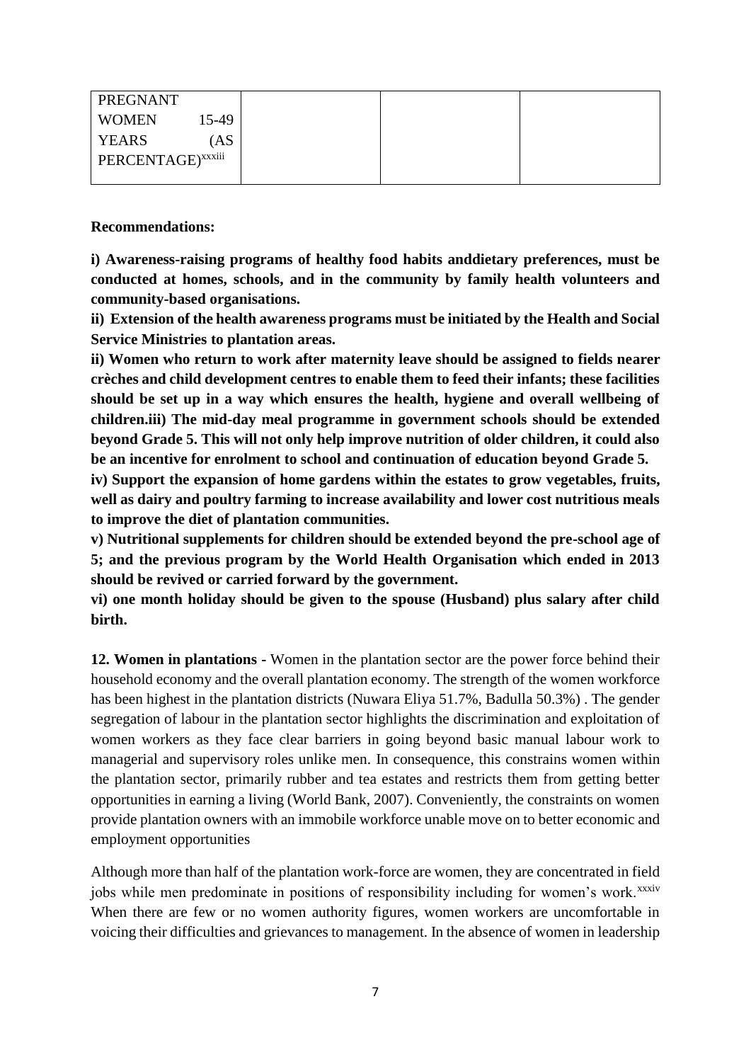| PREGNANT WOMEN 15-49 YEARS (AS PERCENTAGE)[xxxiii] | | | |
|---|---|---|---|

**Recommendations:**

**i) Awareness-raising programs of healthy food habits anddietary preferences, must be conducted at homes, schools, and in the community by family health volunteers and community-based organisations.**

**ii) Extension of the health awareness programs must be initiated by the Health and Social Service Ministries to plantation areas.**

**ii) Women who return to work after maternity leave should be assigned to fields nearer crèches and child development centres to enable them to feed their infants; these facilities should be set up in a way which ensures the health, hygiene and overall wellbeing of children.iii) The mid-day meal programme in government schools should be extended beyond Grade 5. This will not only help improve nutrition of older children, it could also be an incentive for enrolment to school and continuation of education beyond Grade 5.**

**iv) Support the expansion of home gardens within the estates to grow vegetables, fruits, well as dairy and poultry farming to increase availability and lower cost nutritious meals to improve the diet of plantation communities.**

**v) Nutritional supplements for children should be extended beyond the pre-school age of 5; and the previous program by the World Health Organisation which ended in 2013 should be revived or carried forward by the government.**

**vi) one month holiday should be given to the spouse (Husband) plus salary after child birth.**

**12. Women in plantations -** Women in the plantation sector are the power force behind their household economy and the overall plantation economy. The strength of the women workforce has been highest in the plantation districts (Nuwara Eliya 51.7%, Badulla 50.3%) . The gender segregation of labour in the plantation sector highlights the discrimination and exploitation of women workers as they face clear barriers in going beyond basic manual labour work to managerial and supervisory roles unlike men. In consequence, this constrains women within the plantation sector, primarily rubber and tea estates and restricts them from getting better opportunities in earning a living (World Bank, 2007). Conveniently, the constraints on women provide plantation owners with an immobile workforce unable move on to better economic and employment opportunities

Although more than half of the plantation work-force are women, they are concentrated in field jobs while men predominate in positions of responsibility including for women's work.[xxxiv] When there are few or no women authority figures, women workers are uncomfortable in voicing their difficulties and grievances to management. In the absence of women in leadership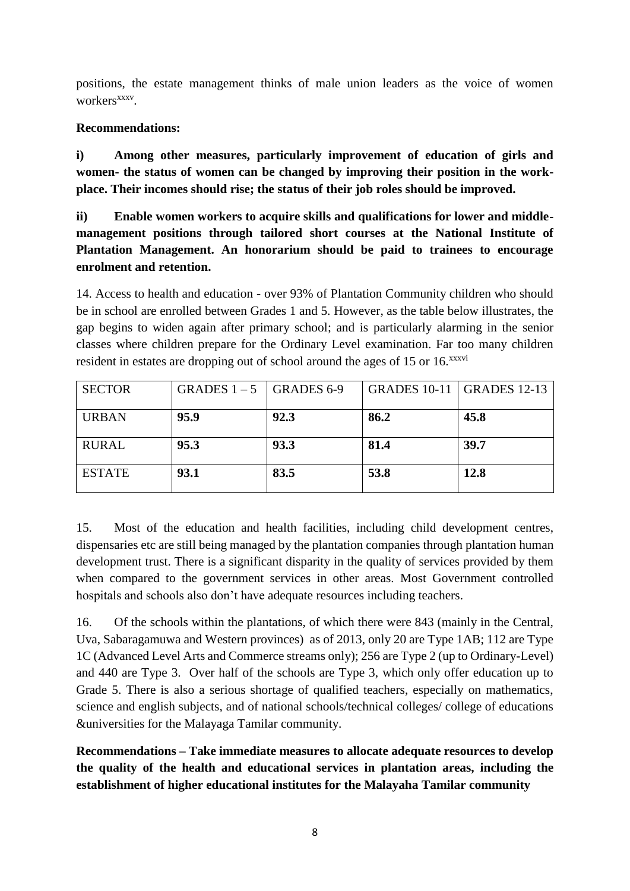positions, the estate management thinks of male union leaders as the voice of women workers[xxxv].

**Recommendations:**

**i) Among other measures, particularly improvement of education of girls and women- the status of women can be changed by improving their position in the work-place. Their incomes should rise; the status of their job roles should be improved.**

**ii) Enable women workers to acquire skills and qualifications for lower and middle-management positions through tailored short courses at the National Institute of Plantation Management. An honorarium should be paid to trainees to encourage enrolment and retention.**

14. Access to health and education - over 93% of Plantation Community children who should be in school are enrolled between Grades 1 and 5. However, as the table below illustrates, the gap begins to widen again after primary school; and is particularly alarming in the senior classes where children prepare for the Ordinary Level examination. Far too many children resident in estates are dropping out of school around the ages of 15 or 16.[xxxvi]

| SECTOR | GRADES 1 – 5 | GRADES 6-9 | GRADES 10-11 | GRADES 12-13 |
|---|---|---|---|---|
| URBAN | **95.9** | **92.3** | **86.2** | **45.8** |
| RURAL | **95.3** | **93.3** | **81.4** | **39.7** |
| ESTATE | **93.1** | **83.5** | **53.8** | **12.8** |

15. Most of the education and health facilities, including child development centres, dispensaries etc are still being managed by the plantation companies through plantation human development trust. There is a significant disparity in the quality of services provided by them when compared to the government services in other areas. Most Government controlled hospitals and schools also don't have adequate resources including teachers.

16. Of the schools within the plantations, of which there were 843 (mainly in the Central, Uva, Sabaragamuwa and Western provinces) as of 2013, only 20 are Type 1AB; 112 are Type 1C (Advanced Level Arts and Commerce streams only); 256 are Type 2 (up to Ordinary-Level) and 440 are Type 3. Over half of the schools are Type 3, which only offer education up to Grade 5. There is also a serious shortage of qualified teachers, especially on mathematics, science and english subjects, and of national schools/technical colleges/ college of educations &universities for the Malayaga Tamilar community.

**Recommendations – Take immediate measures to allocate adequate resources to develop the quality of the health and educational services in plantation areas, including the establishment of higher educational institutes for the Malayaha Tamilar community**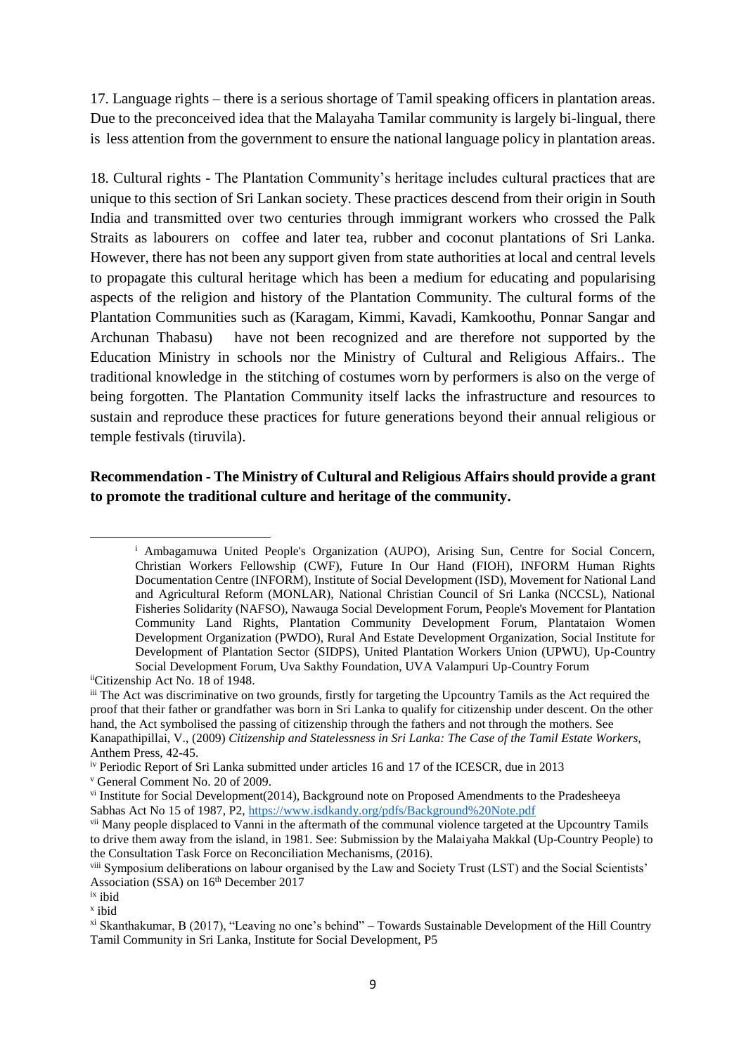17. Language rights – there is a serious shortage of Tamil speaking officers in plantation areas. Due to the preconceived idea that the Malayaha Tamilar community is largely bi-lingual, there is less attention from the government to ensure the national language policy in plantation areas.

18. Cultural rights - The Plantation Community's heritage includes cultural practices that are unique to this section of Sri Lankan society. These practices descend from their origin in South India and transmitted over two centuries through immigrant workers who crossed the Palk Straits as labourers on coffee and later tea, rubber and coconut plantations of Sri Lanka. However, there has not been any support given from state authorities at local and central levels to propagate this cultural heritage which has been a medium for educating and popularising aspects of the religion and history of the Plantation Community. The cultural forms of the Plantation Communities such as (Karagam, Kimmi, Kavadi, Kamkoothu, Ponnar Sangar and Archunan Thabasu) have not been recognized and are therefore not supported by the Education Ministry in schools nor the Ministry of Cultural and Religious Affairs.. The traditional knowledge in the stitching of costumes worn by performers is also on the verge of being forgotten. The Plantation Community itself lacks the infrastructure and resources to sustain and reproduce these practices for future generations beyond their annual religious or temple festivals (tiruvila).

**Recommendation - The Ministry of Cultural and Religious Affairs should provide a grant to promote the traditional culture and heritage of the community.**

---

[i] Ambagamuwa United People's Organization (AUPO), Arising Sun, Centre for Social Concern, Christian Workers Fellowship (CWF), Future In Our Hand (FIOH), INFORM Human Rights Documentation Centre (INFORM), Institute of Social Development (ISD), Movement for National Land and Agricultural Reform (MONLAR), National Christian Council of Sri Lanka (NCCSL), National Fisheries Solidarity (NAFSO), Nawauga Social Development Forum, People's Movement for Plantation Community Land Rights, Plantation Community Development Forum, Plantataion Women Development Organization (PWDO), Rural And Estate Development Organization, Social Institute for Development of Plantation Sector (SIDPS), United Plantation Workers Union (UPWU), Up-Country Social Development Forum, Uva Sakthy Foundation, UVA Valampuri Up-Country Forum

[ii] Citizenship Act No. 18 of 1948.

[iii] The Act was discriminative on two grounds, firstly for targeting the Upcountry Tamils as the Act required the proof that their father or grandfather was born in Sri Lanka to qualify for citizenship under descent. On the other hand, the Act symbolised the passing of citizenship through the fathers and not through the mothers. See Kanapathipillai, V., (2009) *Citizenship and Statelessness in Sri Lanka: The Case of the Tamil Estate Workers*, Anthem Press, 42-45.

[iv] Periodic Report of Sri Lanka submitted under articles 16 and 17 of the ICESCR, due in 2013

[v] General Comment No. 20 of 2009.

[vi] Institute for Social Development(2014), Background note on Proposed Amendments to the Pradesheeya Sabhas Act No 15 of 1987, P2, https://www.isdkandy.org/pdfs/Background%20Note.pdf

[vii] Many people displaced to Vanni in the aftermath of the communal violence targeted at the Upcountry Tamils to drive them away from the island, in 1981. See: Submission by the Malaiyaha Makkal (Up-Country People) to the Consultation Task Force on Reconciliation Mechanisms, (2016).

[viii] Symposium deliberations on labour organised by the Law and Society Trust (LST) and the Social Scientists' Association (SSA) on 16th December 2017

[ix] ibid

[x] ibid

[xi] Skanthakumar, B (2017), "Leaving no one's behind" – Towards Sustainable Development of the Hill Country Tamil Community in Sri Lanka, Institute for Social Development, P5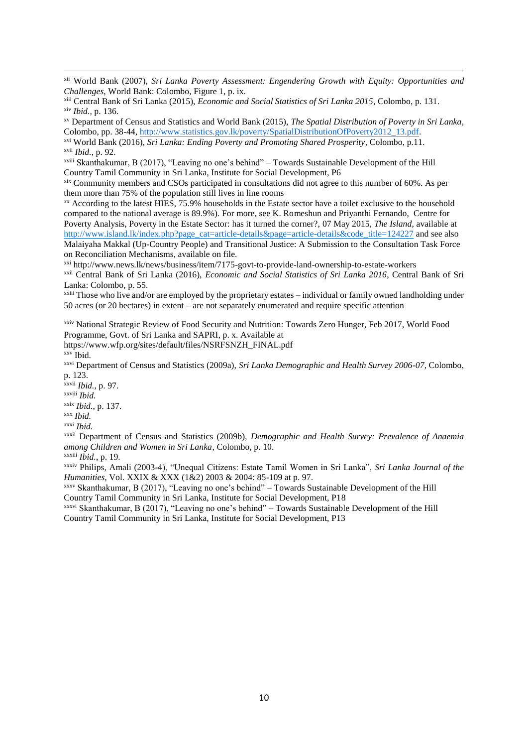[xii] World Bank (2007), *Sri Lanka Poverty Assessment: Engendering Growth with Equity: Opportunities and Challenges*, World Bank: Colombo, Figure 1, p. ix.

[xiii] Central Bank of Sri Lanka (2015), *Economic and Social Statistics of Sri Lanka 2015*, Colombo, p. 131.

[xiv] *Ibid.*, p. 136.

[xv] Department of Census and Statistics and World Bank (2015), *The Spatial Distribution of Poverty in Sri Lanka*, Colombo, pp. 38-44, http://www.statistics.gov.lk/poverty/SpatialDistributionOfPoverty2012_13.pdf.

[xvi] World Bank (2016), *Sri Lanka: Ending Poverty and Promoting Shared Prosperity*, Colombo, p.11.

[xvii] *Ibid.*, p. 92.

[xviii] Skanthakumar, B (2017), "Leaving no one's behind" – Towards Sustainable Development of the Hill Country Tamil Community in Sri Lanka, Institute for Social Development, P6

[xix] Community members and CSOs participated in consultations did not agree to this number of 60%. As per them more than 75% of the population still lives in line rooms

[xx] According to the latest HIES, 75.9% households in the Estate sector have a toilet exclusive to the household compared to the national average is 89.9%). For more, see K. Romeshun and Priyanthi Fernando, Centre for Poverty Analysis, Poverty in the Estate Sector: has it turned the corner?, 07 May 2015, *The Island*, available at http://www.island.lk/index.php?page_cat=article-details&page=article-details&code_title=124227 and see also Malaiyaha Makkal (Up-Country People) and Transitional Justice: A Submission to the Consultation Task Force on Reconciliation Mechanisms, available on file.

[xxi] http://www.news.lk/news/business/item/7175-govt-to-provide-land-ownership-to-estate-workers

[xxii] Central Bank of Sri Lanka (2016), *Economic and Social Statistics of Sri Lanka 2016*, Central Bank of Sri Lanka: Colombo, p. 55.

[xxiii] Those who live and/or are employed by the proprietary estates – individual or family owned landholding under 50 acres (or 20 hectares) in extent – are not separately enumerated and require specific attention

[xxiv] National Strategic Review of Food Security and Nutrition: Towards Zero Hunger, Feb 2017, World Food Programme, Govt. of Sri Lanka and SAPRI, p. x. Available at https://www.wfp.org/sites/default/files/NSRFSNZH_FINAL.pdf

[xxv] Ibid.

[xxvi] Department of Census and Statistics (2009a), *Sri Lanka Demographic and Health Survey 2006-07*, Colombo, p. 123.

[xxvii] *Ibid.*, p. 97.

[xxviii] *Ibid.*

[xxix] *Ibid.*, p. 137.

[xxx] *Ibid.*

[xxxi] *Ibid.*

[xxxii] Department of Census and Statistics (2009b), *Demographic and Health Survey: Prevalence of Anaemia among Children and Women in Sri Lanka*, Colombo, p. 10.

[xxxiii] *Ibid.*, p. 19.

[xxxiv] Philips, Amali (2003-4), "Unequal Citizens: Estate Tamil Women in Sri Lanka", *Sri Lanka Journal of the Humanities*, Vol. XXIX & XXX (1&2) 2003 & 2004: 85-109 at p. 97.

[xxxv] Skanthakumar, B (2017), "Leaving no one's behind" – Towards Sustainable Development of the Hill Country Tamil Community in Sri Lanka, Institute for Social Development, P18

[xxxvi] Skanthakumar, B (2017), "Leaving no one's behind" – Towards Sustainable Development of the Hill Country Tamil Community in Sri Lanka, Institute for Social Development, P13